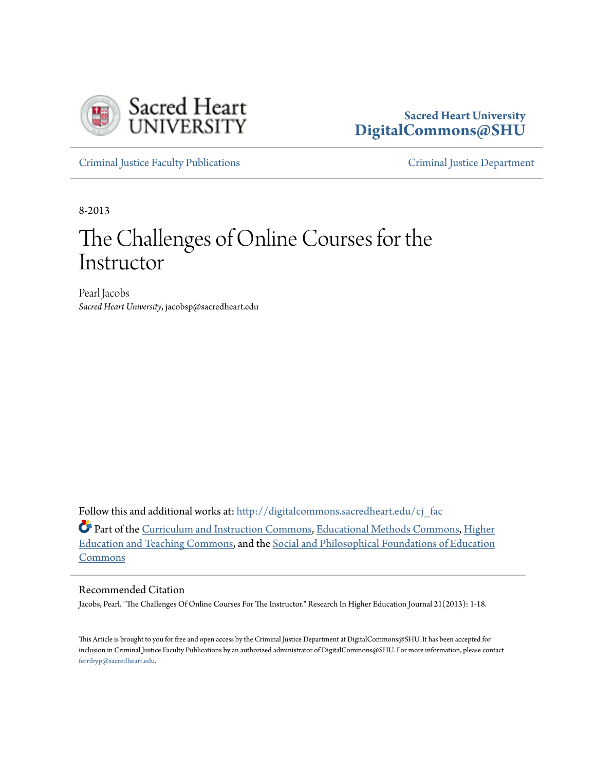Sacred Heart University
**DigitalCommons@SHU**

Criminal Justice Faculty Publications

Criminal Justice Department

8-2013

# The Challenges of Online Courses for the Instructor

Pearl Jacobs
*Sacred Heart University*, jacobsp@sacredheart.edu

Follow this and additional works at: http://digitalcommons.sacredheart.edu/cj_fac

Part of the Curriculum and Instruction Commons, Educational Methods Commons, Higher Education and Teaching Commons, and the Social and Philosophical Foundations of Education Commons

## Recommended Citation

Jacobs, Pearl. "The Challenges Of Online Courses For The Instructor." Research In Higher Education Journal 21(2013): 1-18.

This Article is brought to you for free and open access by the Criminal Justice Department at DigitalCommons@SHU. It has been accepted for inclusion in Criminal Justice Faculty Publications by an authorized administrator of DigitalCommons@SHU. For more information, please contact ferribyp@sacredheart.edu.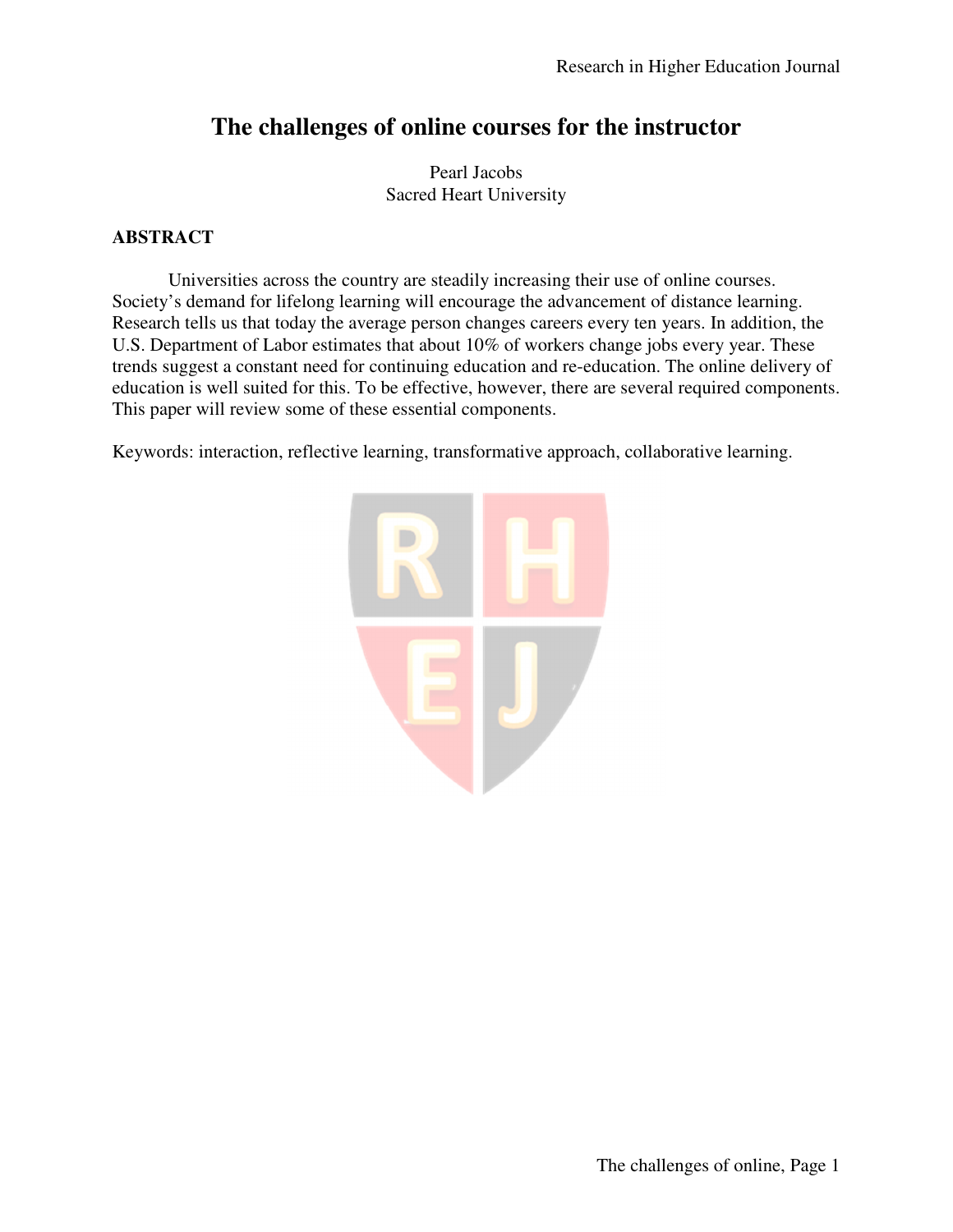# The challenges of online courses for the instructor

Pearl Jacobs
Sacred Heart University

## ABSTRACT

Universities across the country are steadily increasing their use of online courses. Society's demand for lifelong learning will encourage the advancement of distance learning. Research tells us that today the average person changes careers every ten years. In addition, the U.S. Department of Labor estimates that about 10% of workers change jobs every year. These trends suggest a constant need for continuing education and re-education. The online delivery of education is well suited for this. To be effective, however, there are several required components. This paper will review some of these essential components.

Keywords: interaction, reflective learning, transformative approach, collaborative learning.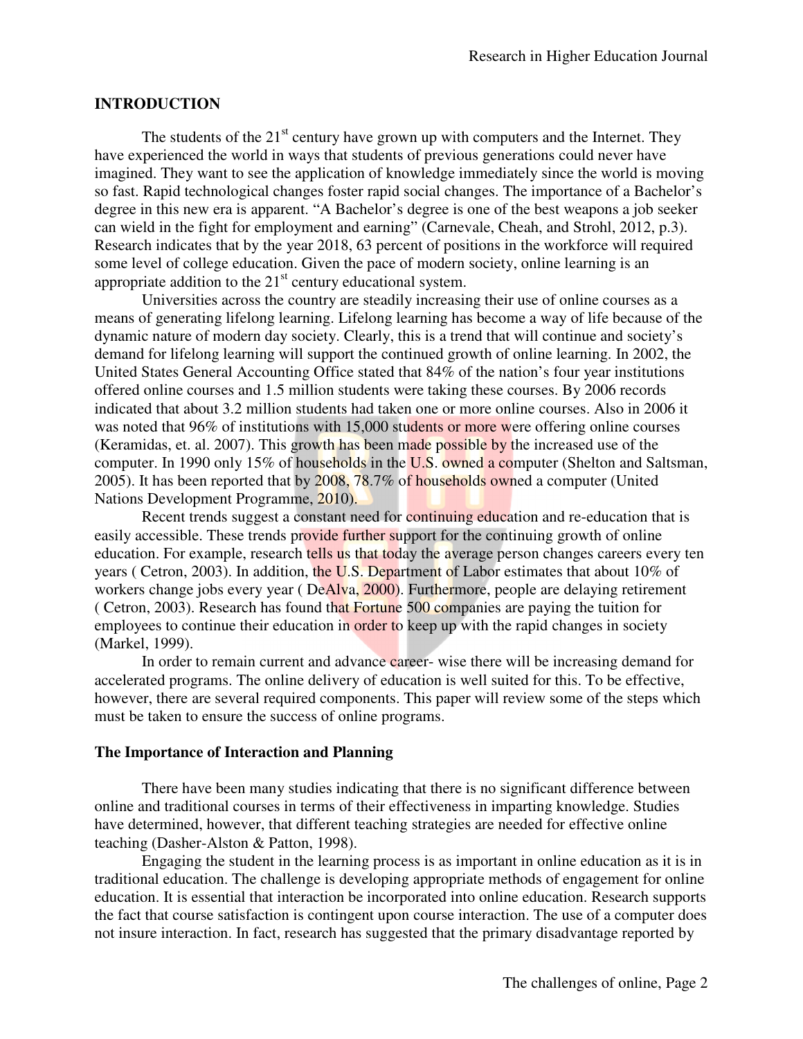## INTRODUCTION

The students of the 21st century have grown up with computers and the Internet. They have experienced the world in ways that students of previous generations could never have imagined. They want to see the application of knowledge immediately since the world is moving so fast. Rapid technological changes foster rapid social changes. The importance of a Bachelor's degree in this new era is apparent. "A Bachelor's degree is one of the best weapons a job seeker can wield in the fight for employment and earning" (Carnevale, Cheah, and Strohl, 2012, p.3). Research indicates that by the year 2018, 63 percent of positions in the workforce will required some level of college education. Given the pace of modern society, online learning is an appropriate addition to the 21st century educational system.

Universities across the country are steadily increasing their use of online courses as a means of generating lifelong learning. Lifelong learning has become a way of life because of the dynamic nature of modern day society. Clearly, this is a trend that will continue and society's demand for lifelong learning will support the continued growth of online learning. In 2002, the United States General Accounting Office stated that 84% of the nation's four year institutions offered online courses and 1.5 million students were taking these courses. By 2006 records indicated that about 3.2 million students had taken one or more online courses. Also in 2006 it was noted that 96% of institutions with 15,000 students or more were offering online courses (Keramidas, et. al. 2007). This growth has been made possible by the increased use of the computer. In 1990 only 15% of households in the U.S. owned a computer (Shelton and Saltsman, 2005). It has been reported that by 2008, 78.7% of households owned a computer (United Nations Development Programme, 2010).

Recent trends suggest a constant need for continuing education and re-education that is easily accessible. These trends provide further support for the continuing growth of online education. For example, research tells us that today the average person changes careers every ten years ( Cetron, 2003). In addition, the U.S. Department of Labor estimates that about 10% of workers change jobs every year ( DeAlva, 2000). Furthermore, people are delaying retirement ( Cetron, 2003). Research has found that Fortune 500 companies are paying the tuition for employees to continue their education in order to keep up with the rapid changes in society (Markel, 1999).

In order to remain current and advance career- wise there will be increasing demand for accelerated programs. The online delivery of education is well suited for this. To be effective, however, there are several required components. This paper will review some of the steps which must be taken to ensure the success of online programs.

### The Importance of Interaction and Planning

There have been many studies indicating that there is no significant difference between online and traditional courses in terms of their effectiveness in imparting knowledge. Studies have determined, however, that different teaching strategies are needed for effective online teaching (Dasher-Alston & Patton, 1998).

Engaging the student in the learning process is as important in online education as it is in traditional education. The challenge is developing appropriate methods of engagement for online education. It is essential that interaction be incorporated into online education. Research supports the fact that course satisfaction is contingent upon course interaction. The use of a computer does not insure interaction. In fact, research has suggested that the primary disadvantage reported by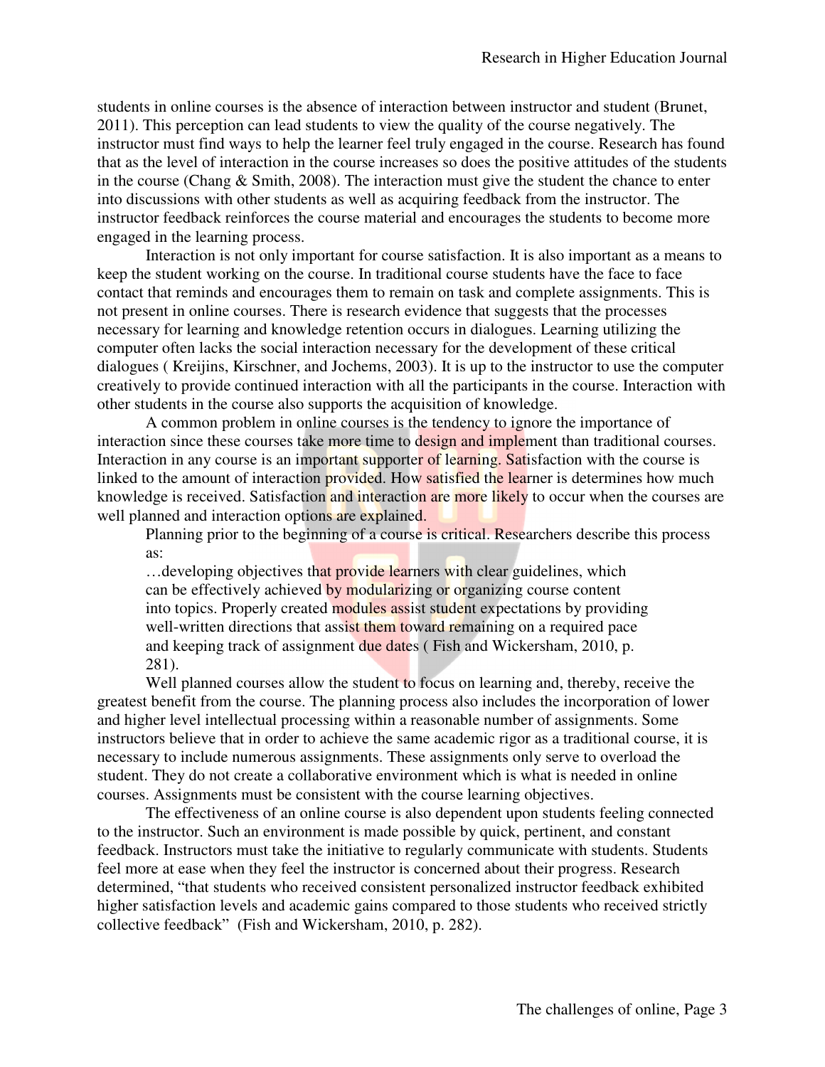students in online courses is the absence of interaction between instructor and student (Brunet, 2011). This perception can lead students to view the quality of the course negatively. The instructor must find ways to help the learner feel truly engaged in the course. Research has found that as the level of interaction in the course increases so does the positive attitudes of the students in the course (Chang & Smith, 2008). The interaction must give the student the chance to enter into discussions with other students as well as acquiring feedback from the instructor. The instructor feedback reinforces the course material and encourages the students to become more engaged in the learning process.

Interaction is not only important for course satisfaction. It is also important as a means to keep the student working on the course. In traditional course students have the face to face contact that reminds and encourages them to remain on task and complete assignments. This is not present in online courses. There is research evidence that suggests that the processes necessary for learning and knowledge retention occurs in dialogues. Learning utilizing the computer often lacks the social interaction necessary for the development of these critical dialogues ( Kreijins, Kirschner, and Jochems, 2003). It is up to the instructor to use the computer creatively to provide continued interaction with all the participants in the course. Interaction with other students in the course also supports the acquisition of knowledge.

A common problem in online courses is the tendency to ignore the importance of interaction since these courses take more time to design and implement than traditional courses. Interaction in any course is an important supporter of learning. Satisfaction with the course is linked to the amount of interaction provided. How satisfied the learner is determines how much knowledge is received. Satisfaction and interaction are more likely to occur when the courses are well planned and interaction options are explained.

Planning prior to the beginning of a course is critical. Researchers describe this process as:

> …developing objectives that provide learners with clear guidelines, which can be effectively achieved by modularizing or organizing course content into topics. Properly created modules assist student expectations by providing well-written directions that assist them toward remaining on a required pace and keeping track of assignment due dates ( Fish and Wickersham, 2010, p. 281).

Well planned courses allow the student to focus on learning and, thereby, receive the greatest benefit from the course. The planning process also includes the incorporation of lower and higher level intellectual processing within a reasonable number of assignments. Some instructors believe that in order to achieve the same academic rigor as a traditional course, it is necessary to include numerous assignments. These assignments only serve to overload the student. They do not create a collaborative environment which is what is needed in online courses. Assignments must be consistent with the course learning objectives.

The effectiveness of an online course is also dependent upon students feeling connected to the instructor. Such an environment is made possible by quick, pertinent, and constant feedback. Instructors must take the initiative to regularly communicate with students. Students feel more at ease when they feel the instructor is concerned about their progress. Research determined, "that students who received consistent personalized instructor feedback exhibited higher satisfaction levels and academic gains compared to those students who received strictly collective feedback" (Fish and Wickersham, 2010, p. 282).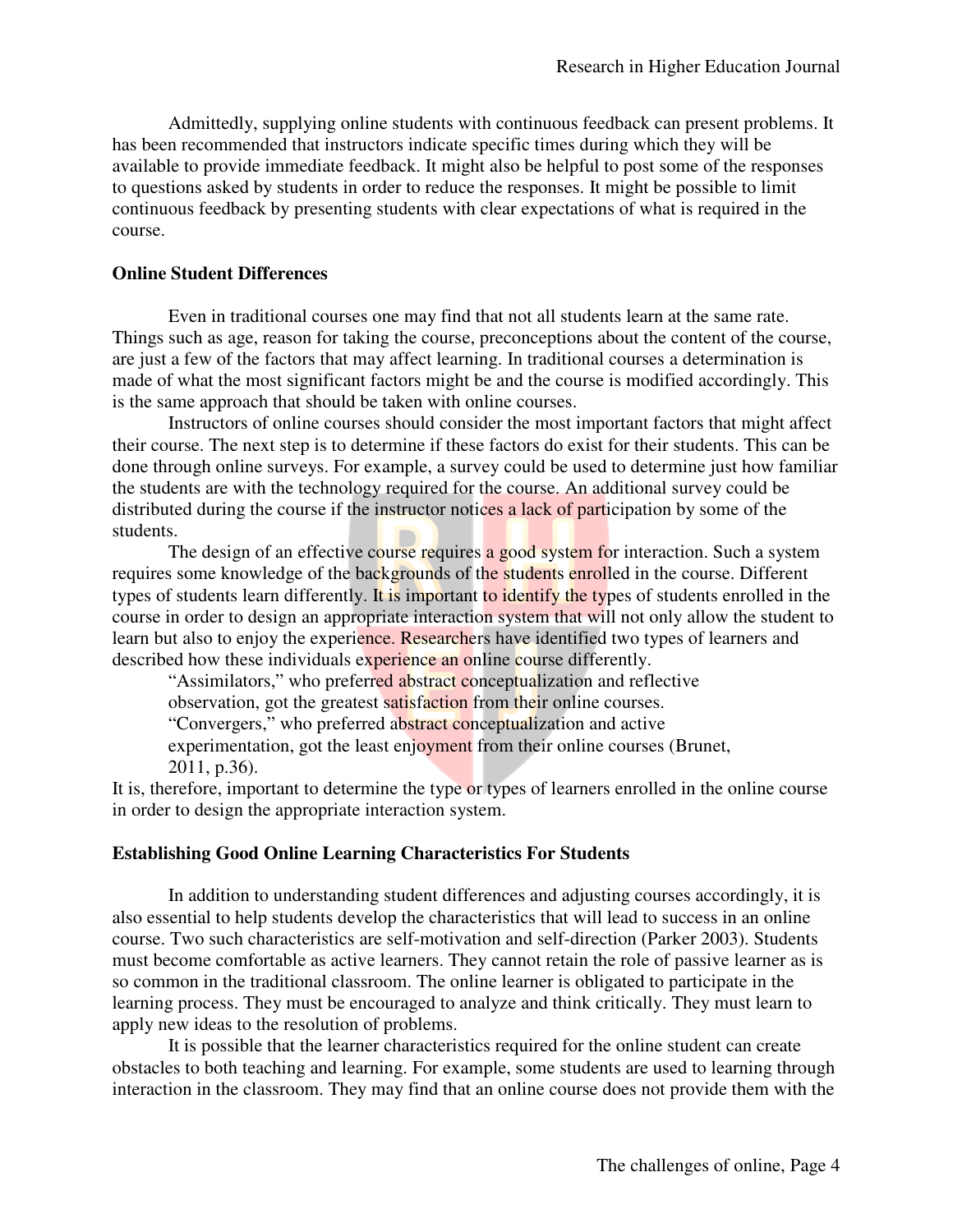Admittedly, supplying online students with continuous feedback can present problems. It has been recommended that instructors indicate specific times during which they will be available to provide immediate feedback. It might also be helpful to post some of the responses to questions asked by students in order to reduce the responses. It might be possible to limit continuous feedback by presenting students with clear expectations of what is required in the course.

**Online Student Differences**

Even in traditional courses one may find that not all students learn at the same rate. Things such as age, reason for taking the course, preconceptions about the content of the course, are just a few of the factors that may affect learning. In traditional courses a determination is made of what the most significant factors might be and the course is modified accordingly. This is the same approach that should be taken with online courses.

Instructors of online courses should consider the most important factors that might affect their course. The next step is to determine if these factors do exist for their students. This can be done through online surveys. For example, a survey could be used to determine just how familiar the students are with the technology required for the course. An additional survey could be distributed during the course if the instructor notices a lack of participation by some of the students.

The design of an effective course requires a good system for interaction. Such a system requires some knowledge of the backgrounds of the students enrolled in the course. Different types of students learn differently. It is important to identify the types of students enrolled in the course in order to design an appropriate interaction system that will not only allow the student to learn but also to enjoy the experience. Researchers have identified two types of learners and described how these individuals experience an online course differently.

> "Assimilators," who preferred abstract conceptualization and reflective observation, got the greatest satisfaction from their online courses. "Convergers," who preferred abstract conceptualization and active experimentation, got the least enjoyment from their online courses (Brunet, 2011, p.36).

It is, therefore, important to determine the type or types of learners enrolled in the online course in order to design the appropriate interaction system.

**Establishing Good Online Learning Characteristics For Students**

In addition to understanding student differences and adjusting courses accordingly, it is also essential to help students develop the characteristics that will lead to success in an online course. Two such characteristics are self-motivation and self-direction (Parker 2003). Students must become comfortable as active learners. They cannot retain the role of passive learner as is so common in the traditional classroom. The online learner is obligated to participate in the learning process. They must be encouraged to analyze and think critically. They must learn to apply new ideas to the resolution of problems.

It is possible that the learner characteristics required for the online student can create obstacles to both teaching and learning. For example, some students are used to learning through interaction in the classroom. They may find that an online course does not provide them with the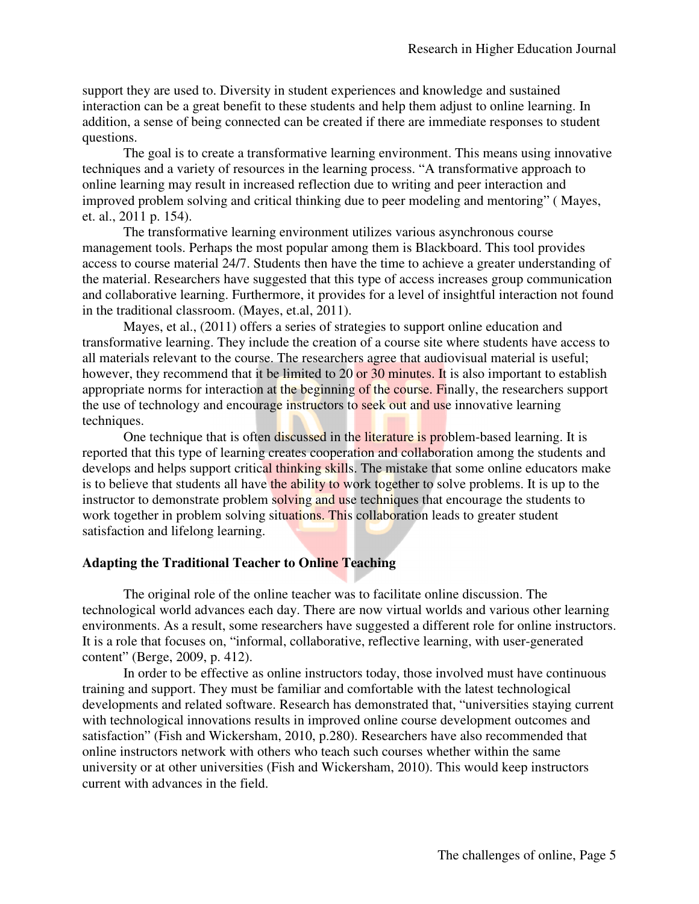support they are used to. Diversity in student experiences and knowledge and sustained interaction can be a great benefit to these students and help them adjust to online learning. In addition, a sense of being connected can be created if there are immediate responses to student questions.

The goal is to create a transformative learning environment. This means using innovative techniques and a variety of resources in the learning process. "A transformative approach to online learning may result in increased reflection due to writing and peer interaction and improved problem solving and critical thinking due to peer modeling and mentoring" ( Mayes, et. al., 2011 p. 154).

The transformative learning environment utilizes various asynchronous course management tools. Perhaps the most popular among them is Blackboard. This tool provides access to course material 24/7. Students then have the time to achieve a greater understanding of the material. Researchers have suggested that this type of access increases group communication and collaborative learning. Furthermore, it provides for a level of insightful interaction not found in the traditional classroom. (Mayes, et.al, 2011).

Mayes, et al., (2011) offers a series of strategies to support online education and transformative learning. They include the creation of a course site where students have access to all materials relevant to the course. The researchers agree that audiovisual material is useful; however, they recommend that it be limited to 20 or 30 minutes. It is also important to establish appropriate norms for interaction at the beginning of the course. Finally, the researchers support the use of technology and encourage instructors to seek out and use innovative learning techniques.

One technique that is often discussed in the literature is problem-based learning. It is reported that this type of learning creates cooperation and collaboration among the students and develops and helps support critical thinking skills. The mistake that some online educators make is to believe that students all have the ability to work together to solve problems. It is up to the instructor to demonstrate problem solving and use techniques that encourage the students to work together in problem solving situations. This collaboration leads to greater student satisfaction and lifelong learning.

**Adapting the Traditional Teacher to Online Teaching**

The original role of the online teacher was to facilitate online discussion. The technological world advances each day. There are now virtual worlds and various other learning environments. As a result, some researchers have suggested a different role for online instructors. It is a role that focuses on, "informal, collaborative, reflective learning, with user-generated content" (Berge, 2009, p. 412).

In order to be effective as online instructors today, those involved must have continuous training and support. They must be familiar and comfortable with the latest technological developments and related software. Research has demonstrated that, "universities staying current with technological innovations results in improved online course development outcomes and satisfaction" (Fish and Wickersham, 2010, p.280). Researchers have also recommended that online instructors network with others who teach such courses whether within the same university or at other universities (Fish and Wickersham, 2010). This would keep instructors current with advances in the field.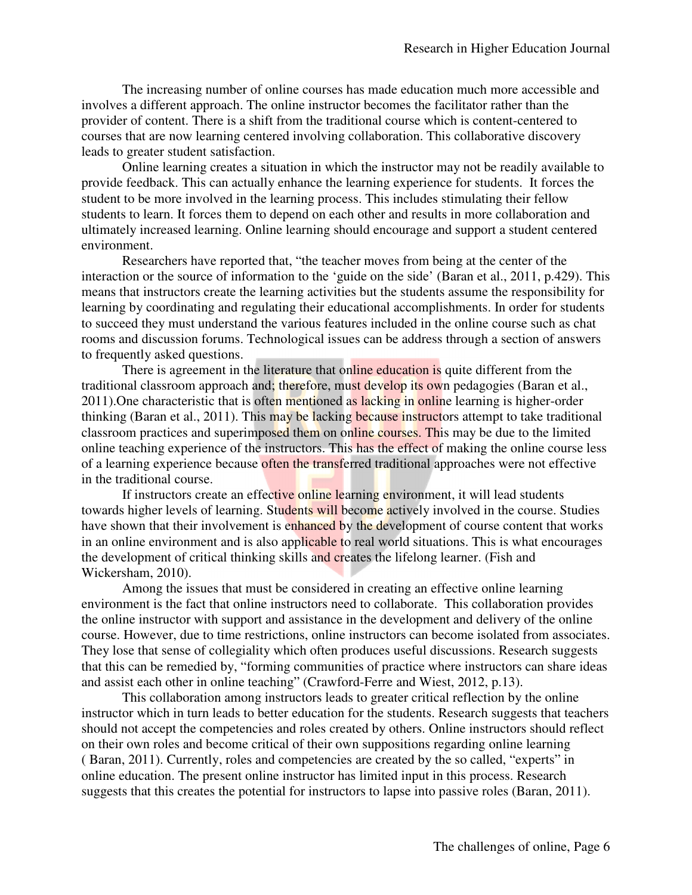The increasing number of online courses has made education much more accessible and involves a different approach. The online instructor becomes the facilitator rather than the provider of content. There is a shift from the traditional course which is content-centered to courses that are now learning centered involving collaboration. This collaborative discovery leads to greater student satisfaction.

Online learning creates a situation in which the instructor may not be readily available to provide feedback. This can actually enhance the learning experience for students. It forces the student to be more involved in the learning process. This includes stimulating their fellow students to learn. It forces them to depend on each other and results in more collaboration and ultimately increased learning. Online learning should encourage and support a student centered environment.

Researchers have reported that, "the teacher moves from being at the center of the interaction or the source of information to the 'guide on the side' (Baran et al., 2011, p.429). This means that instructors create the learning activities but the students assume the responsibility for learning by coordinating and regulating their educational accomplishments. In order for students to succeed they must understand the various features included in the online course such as chat rooms and discussion forums. Technological issues can be address through a section of answers to frequently asked questions.

There is agreement in the literature that online education is quite different from the traditional classroom approach and; therefore, must develop its own pedagogies (Baran et al., 2011).One characteristic that is often mentioned as lacking in online learning is higher-order thinking (Baran et al., 2011). This may be lacking because instructors attempt to take traditional classroom practices and superimposed them on online courses. This may be due to the limited online teaching experience of the instructors. This has the effect of making the online course less of a learning experience because often the transferred traditional approaches were not effective in the traditional course.

If instructors create an effective online learning environment, it will lead students towards higher levels of learning. Students will become actively involved in the course. Studies have shown that their involvement is enhanced by the development of course content that works in an online environment and is also applicable to real world situations. This is what encourages the development of critical thinking skills and creates the lifelong learner. (Fish and Wickersham, 2010).

Among the issues that must be considered in creating an effective online learning environment is the fact that online instructors need to collaborate. This collaboration provides the online instructor with support and assistance in the development and delivery of the online course. However, due to time restrictions, online instructors can become isolated from associates. They lose that sense of collegiality which often produces useful discussions. Research suggests that this can be remedied by, "forming communities of practice where instructors can share ideas and assist each other in online teaching" (Crawford-Ferre and Wiest, 2012, p.13).

This collaboration among instructors leads to greater critical reflection by the online instructor which in turn leads to better education for the students. Research suggests that teachers should not accept the competencies and roles created by others. Online instructors should reflect on their own roles and become critical of their own suppositions regarding online learning ( Baran, 2011). Currently, roles and competencies are created by the so called, "experts" in online education. The present online instructor has limited input in this process. Research suggests that this creates the potential for instructors to lapse into passive roles (Baran, 2011).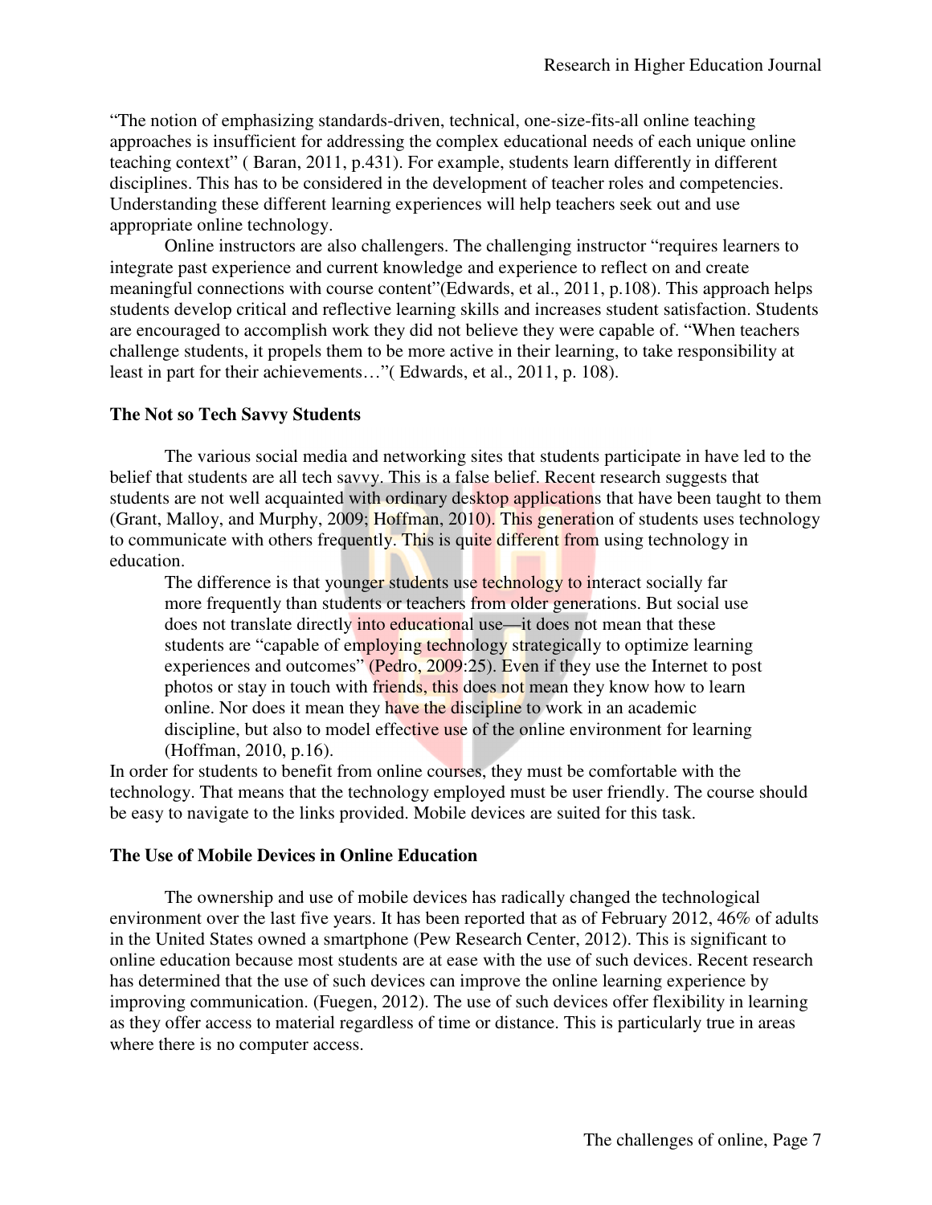"The notion of emphasizing standards-driven, technical, one-size-fits-all online teaching approaches is insufficient for addressing the complex educational needs of each unique online teaching context" ( Baran, 2011, p.431). For example, students learn differently in different disciplines. This has to be considered in the development of teacher roles and competencies. Understanding these different learning experiences will help teachers seek out and use appropriate online technology.

Online instructors are also challengers. The challenging instructor "requires learners to integrate past experience and current knowledge and experience to reflect on and create meaningful connections with course content"(Edwards, et al., 2011, p.108). This approach helps students develop critical and reflective learning skills and increases student satisfaction. Students are encouraged to accomplish work they did not believe they were capable of. "When teachers challenge students, it propels them to be more active in their learning, to take responsibility at least in part for their achievements…"( Edwards, et al., 2011, p. 108).

### The Not so Tech Savvy Students

The various social media and networking sites that students participate in have led to the belief that students are all tech savvy. This is a false belief. Recent research suggests that students are not well acquainted with ordinary desktop applications that have been taught to them (Grant, Malloy, and Murphy, 2009; Hoffman, 2010). This generation of students uses technology to communicate with others frequently. This is quite different from using technology in education.

> The difference is that younger students use technology to interact socially far more frequently than students or teachers from older generations. But social use does not translate directly into educational use—it does not mean that these students are "capable of employing technology strategically to optimize learning experiences and outcomes" (Pedro, 2009:25). Even if they use the Internet to post photos or stay in touch with friends, this does not mean they know how to learn online. Nor does it mean they have the discipline to work in an academic discipline, but also to model effective use of the online environment for learning (Hoffman, 2010, p.16).

In order for students to benefit from online courses, they must be comfortable with the technology. That means that the technology employed must be user friendly. The course should be easy to navigate to the links provided. Mobile devices are suited for this task.

### The Use of Mobile Devices in Online Education

The ownership and use of mobile devices has radically changed the technological environment over the last five years. It has been reported that as of February 2012, 46% of adults in the United States owned a smartphone (Pew Research Center, 2012). This is significant to online education because most students are at ease with the use of such devices. Recent research has determined that the use of such devices can improve the online learning experience by improving communication. (Fuegen, 2012). The use of such devices offer flexibility in learning as they offer access to material regardless of time or distance. This is particularly true in areas where there is no computer access.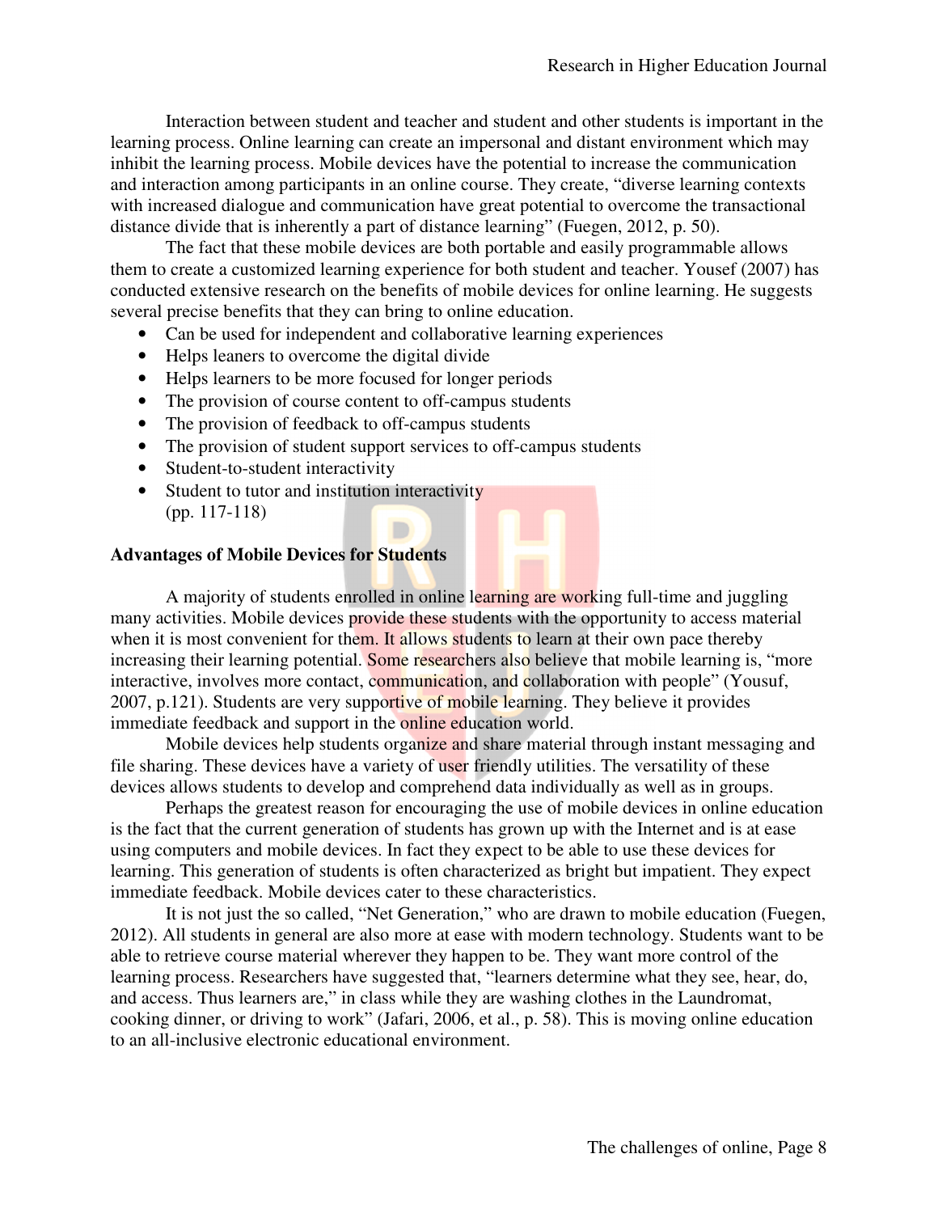Interaction between student and teacher and student and other students is important in the learning process. Online learning can create an impersonal and distant environment which may inhibit the learning process. Mobile devices have the potential to increase the communication and interaction among participants in an online course. They create, "diverse learning contexts with increased dialogue and communication have great potential to overcome the transactional distance divide that is inherently a part of distance learning" (Fuegen, 2012, p. 50).

The fact that these mobile devices are both portable and easily programmable allows them to create a customized learning experience for both student and teacher. Yousef (2007) has conducted extensive research on the benefits of mobile devices for online learning. He suggests several precise benefits that they can bring to online education.

- Can be used for independent and collaborative learning experiences
- Helps leaners to overcome the digital divide
- Helps learners to be more focused for longer periods
- The provision of course content to off-campus students
- The provision of feedback to off-campus students
- The provision of student support services to off-campus students
- Student-to-student interactivity
- Student to tutor and institution interactivity
  (pp. 117-118)

**Advantages of Mobile Devices for Students**

A majority of students enrolled in online learning are working full-time and juggling many activities. Mobile devices provide these students with the opportunity to access material when it is most convenient for them. It allows students to learn at their own pace thereby increasing their learning potential. Some researchers also believe that mobile learning is, "more interactive, involves more contact, communication, and collaboration with people" (Yousuf, 2007, p.121). Students are very supportive of mobile learning. They believe it provides immediate feedback and support in the online education world.

Mobile devices help students organize and share material through instant messaging and file sharing. These devices have a variety of user friendly utilities. The versatility of these devices allows students to develop and comprehend data individually as well as in groups.

Perhaps the greatest reason for encouraging the use of mobile devices in online education is the fact that the current generation of students has grown up with the Internet and is at ease using computers and mobile devices. In fact they expect to be able to use these devices for learning. This generation of students is often characterized as bright but impatient. They expect immediate feedback. Mobile devices cater to these characteristics.

It is not just the so called, "Net Generation," who are drawn to mobile education (Fuegen, 2012). All students in general are also more at ease with modern technology. Students want to be able to retrieve course material wherever they happen to be. They want more control of the learning process. Researchers have suggested that, "learners determine what they see, hear, do, and access. Thus learners are," in class while they are washing clothes in the Laundromat, cooking dinner, or driving to work" (Jafari, 2006, et al., p. 58). This is moving online education to an all-inclusive electronic educational environment.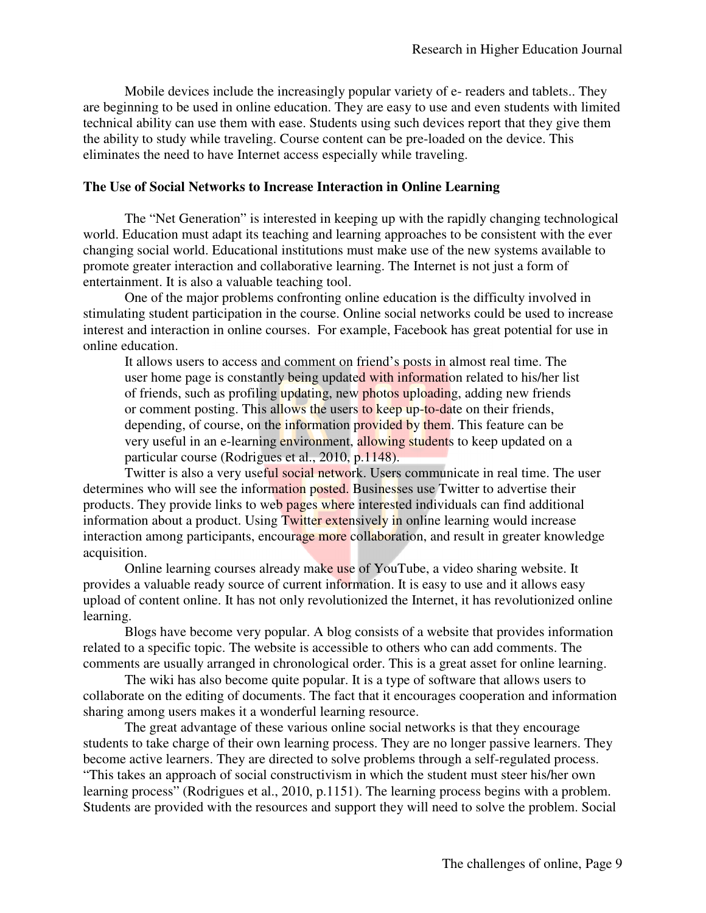Mobile devices include the increasingly popular variety of e- readers and tablets.. They are beginning to be used in online education. They are easy to use and even students with limited technical ability can use them with ease. Students using such devices report that they give them the ability to study while traveling. Course content can be pre-loaded on the device. This eliminates the need to have Internet access especially while traveling.

**The Use of Social Networks to Increase Interaction in Online Learning**

The "Net Generation" is interested in keeping up with the rapidly changing technological world. Education must adapt its teaching and learning approaches to be consistent with the ever changing social world. Educational institutions must make use of the new systems available to promote greater interaction and collaborative learning. The Internet is not just a form of entertainment. It is also a valuable teaching tool.

One of the major problems confronting online education is the difficulty involved in stimulating student participation in the course. Online social networks could be used to increase interest and interaction in online courses. For example, Facebook has great potential for use in online education.

> It allows users to access and comment on friend's posts in almost real time. The user home page is constantly being updated with information related to his/her list of friends, such as profiling updating, new photos uploading, adding new friends or comment posting. This allows the users to keep up-to-date on their friends, depending, of course, on the information provided by them. This feature can be very useful in an e-learning environment, allowing students to keep updated on a particular course (Rodrigues et al., 2010, p.1148).

Twitter is also a very useful social network. Users communicate in real time. The user determines who will see the information posted. Businesses use Twitter to advertise their products. They provide links to web pages where interested individuals can find additional information about a product. Using Twitter extensively in online learning would increase interaction among participants, encourage more collaboration, and result in greater knowledge acquisition.

Online learning courses already make use of YouTube, a video sharing website. It provides a valuable ready source of current information. It is easy to use and it allows easy upload of content online. It has not only revolutionized the Internet, it has revolutionized online learning.

Blogs have become very popular. A blog consists of a website that provides information related to a specific topic. The website is accessible to others who can add comments. The comments are usually arranged in chronological order. This is a great asset for online learning.

The wiki has also become quite popular. It is a type of software that allows users to collaborate on the editing of documents. The fact that it encourages cooperation and information sharing among users makes it a wonderful learning resource.

The great advantage of these various online social networks is that they encourage students to take charge of their own learning process. They are no longer passive learners. They become active learners. They are directed to solve problems through a self-regulated process. "This takes an approach of social constructivism in which the student must steer his/her own learning process" (Rodrigues et al., 2010, p.1151). The learning process begins with a problem. Students are provided with the resources and support they will need to solve the problem. Social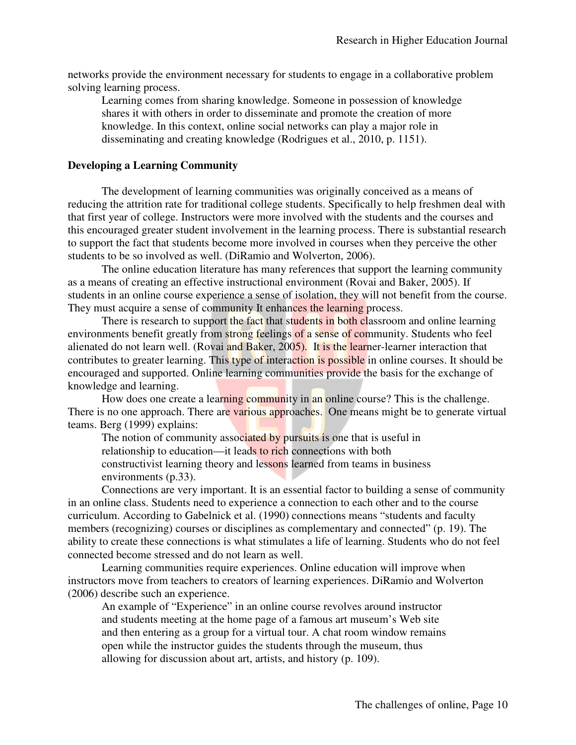networks provide the environment necessary for students to engage in a collaborative problem solving learning process.

> Learning comes from sharing knowledge. Someone in possession of knowledge shares it with others in order to disseminate and promote the creation of more knowledge. In this context, online social networks can play a major role in disseminating and creating knowledge (Rodrigues et al., 2010, p. 1151).

**Developing a Learning Community**

The development of learning communities was originally conceived as a means of reducing the attrition rate for traditional college students. Specifically to help freshmen deal with that first year of college. Instructors were more involved with the students and the courses and this encouraged greater student involvement in the learning process. There is substantial research to support the fact that students become more involved in courses when they perceive the other students to be so involved as well. (DiRamio and Wolverton, 2006).

The online education literature has many references that support the learning community as a means of creating an effective instructional environment (Rovai and Baker, 2005). If students in an online course experience a sense of isolation, they will not benefit from the course. They must acquire a sense of community It enhances the learning process.

There is research to support the fact that students in both classroom and online learning environments benefit greatly from strong feelings of a sense of community. Students who feel alienated do not learn well. (Rovai and Baker, 2005). It is the learner-learner interaction that contributes to greater learning. This type of interaction is possible in online courses. It should be encouraged and supported. Online learning communities provide the basis for the exchange of knowledge and learning.

How does one create a learning community in an online course? This is the challenge. There is no one approach. There are various approaches. One means might be to generate virtual teams. Berg (1999) explains:

> The notion of community associated by pursuits is one that is useful in relationship to education—it leads to rich connections with both constructivist learning theory and lessons learned from teams in business environments (p.33).

Connections are very important. It is an essential factor to building a sense of community in an online class. Students need to experience a connection to each other and to the course curriculum. According to Gabelnick et al. (1990) connections means "students and faculty members (recognizing) courses or disciplines as complementary and connected" (p. 19). The ability to create these connections is what stimulates a life of learning. Students who do not feel connected become stressed and do not learn as well.

Learning communities require experiences. Online education will improve when instructors move from teachers to creators of learning experiences. DiRamio and Wolverton (2006) describe such an experience.

> An example of "Experience" in an online course revolves around instructor and students meeting at the home page of a famous art museum's Web site and then entering as a group for a virtual tour. A chat room window remains open while the instructor guides the students through the museum, thus allowing for discussion about art, artists, and history (p. 109).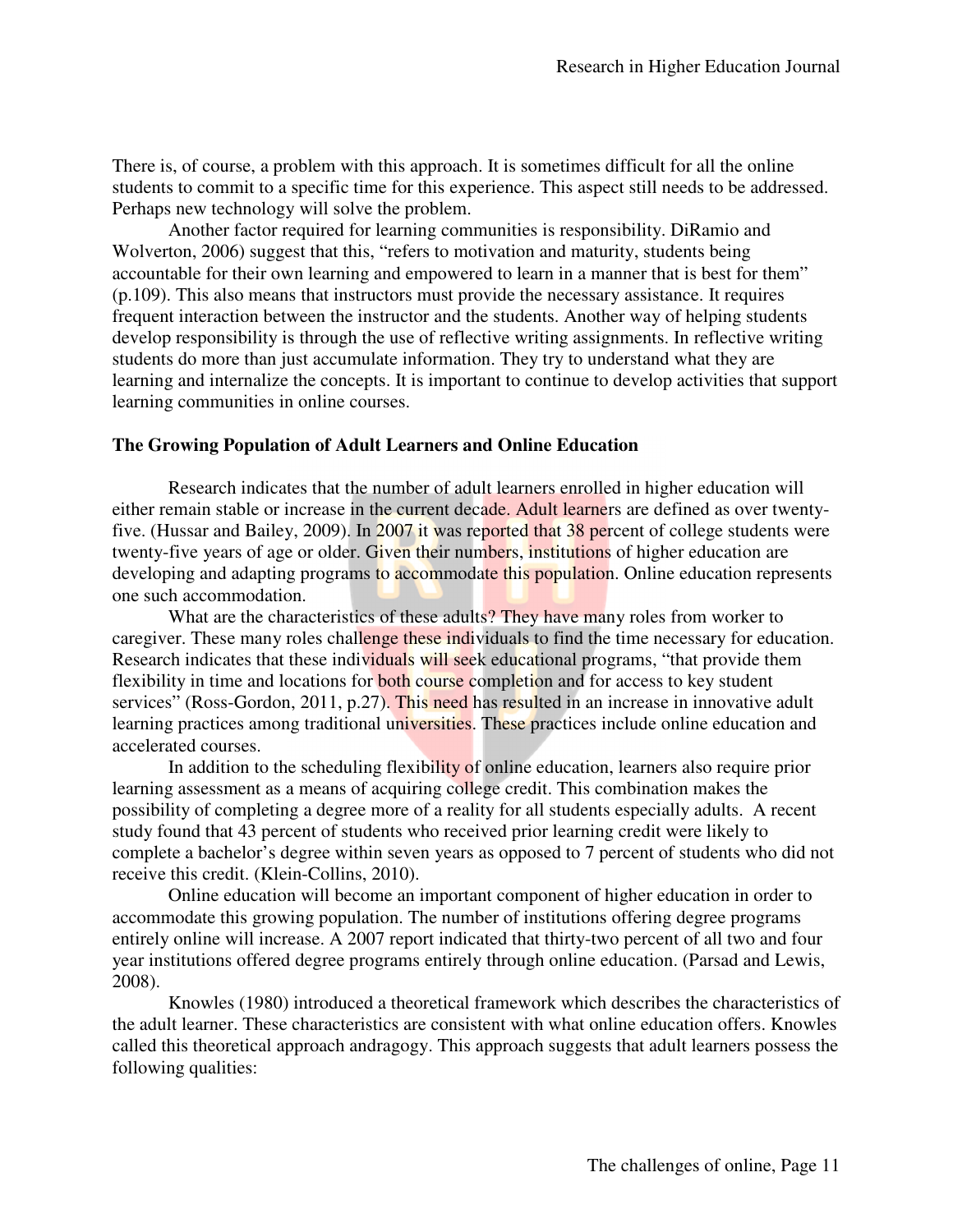There is, of course, a problem with this approach. It is sometimes difficult for all the online students to commit to a specific time for this experience. This aspect still needs to be addressed. Perhaps new technology will solve the problem.

Another factor required for learning communities is responsibility. DiRamio and Wolverton, 2006) suggest that this, "refers to motivation and maturity, students being accountable for their own learning and empowered to learn in a manner that is best for them" (p.109). This also means that instructors must provide the necessary assistance. It requires frequent interaction between the instructor and the students. Another way of helping students develop responsibility is through the use of reflective writing assignments. In reflective writing students do more than just accumulate information. They try to understand what they are learning and internalize the concepts. It is important to continue to develop activities that support learning communities in online courses.

**The Growing Population of Adult Learners and Online Education**

Research indicates that the number of adult learners enrolled in higher education will either remain stable or increase in the current decade. Adult learners are defined as over twenty-five. (Hussar and Bailey, 2009). In 2007 it was reported that 38 percent of college students were twenty-five years of age or older. Given their numbers, institutions of higher education are developing and adapting programs to accommodate this population. Online education represents one such accommodation.

What are the characteristics of these adults? They have many roles from worker to caregiver. These many roles challenge these individuals to find the time necessary for education. Research indicates that these individuals will seek educational programs, "that provide them flexibility in time and locations for both course completion and for access to key student services" (Ross-Gordon, 2011, p.27). This need has resulted in an increase in innovative adult learning practices among traditional universities. These practices include online education and accelerated courses.

In addition to the scheduling flexibility of online education, learners also require prior learning assessment as a means of acquiring college credit. This combination makes the possibility of completing a degree more of a reality for all students especially adults. A recent study found that 43 percent of students who received prior learning credit were likely to complete a bachelor's degree within seven years as opposed to 7 percent of students who did not receive this credit. (Klein-Collins, 2010).

Online education will become an important component of higher education in order to accommodate this growing population. The number of institutions offering degree programs entirely online will increase. A 2007 report indicated that thirty-two percent of all two and four year institutions offered degree programs entirely through online education. (Parsad and Lewis, 2008).

Knowles (1980) introduced a theoretical framework which describes the characteristics of the adult learner. These characteristics are consistent with what online education offers. Knowles called this theoretical approach andragogy. This approach suggests that adult learners possess the following qualities: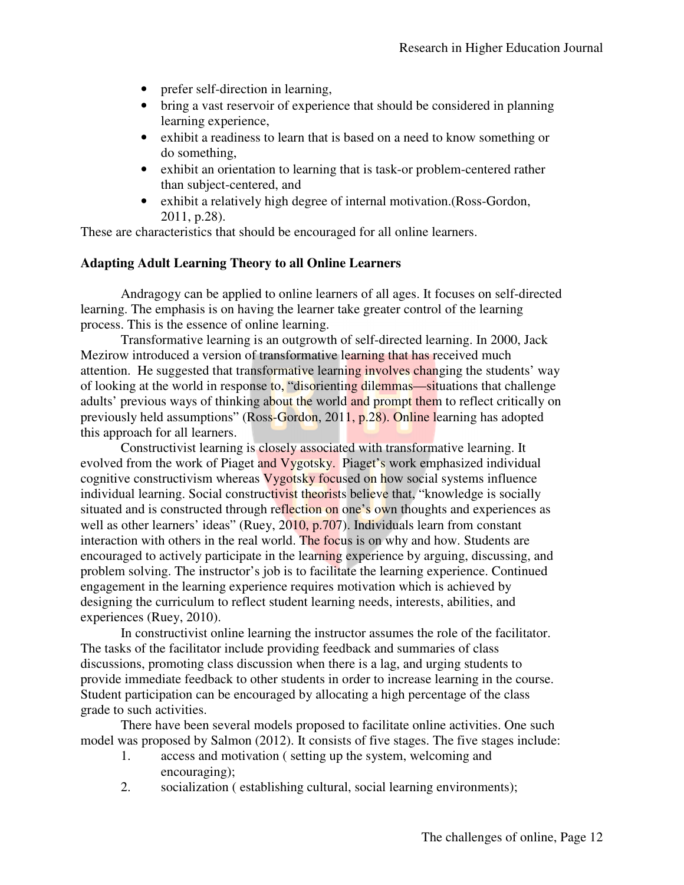- prefer self-direction in learning,
- bring a vast reservoir of experience that should be considered in planning learning experience,
- exhibit a readiness to learn that is based on a need to know something or do something,
- exhibit an orientation to learning that is task-or problem-centered rather than subject-centered, and
- exhibit a relatively high degree of internal motivation.(Ross-Gordon, 2011, p.28).

These are characteristics that should be encouraged for all online learners.

**Adapting Adult Learning Theory to all Online Learners**

Andragogy can be applied to online learners of all ages. It focuses on self-directed learning. The emphasis is on having the learner take greater control of the learning process. This is the essence of online learning.

Transformative learning is an outgrowth of self-directed learning. In 2000, Jack Mezirow introduced a version of transformative learning that has received much attention. He suggested that transformative learning involves changing the students' way of looking at the world in response to, "disorienting dilemmas—situations that challenge adults' previous ways of thinking about the world and prompt them to reflect critically on previously held assumptions" (Ross-Gordon, 2011, p.28). Online learning has adopted this approach for all learners.

Constructivist learning is closely associated with transformative learning. It evolved from the work of Piaget and Vygotsky. Piaget's work emphasized individual cognitive constructivism whereas Vygotsky focused on how social systems influence individual learning. Social constructivist theorists believe that, "knowledge is socially situated and is constructed through reflection on one's own thoughts and experiences as well as other learners' ideas" (Ruey, 2010, p.707). Individuals learn from constant interaction with others in the real world. The focus is on why and how. Students are encouraged to actively participate in the learning experience by arguing, discussing, and problem solving. The instructor's job is to facilitate the learning experience. Continued engagement in the learning experience requires motivation which is achieved by designing the curriculum to reflect student learning needs, interests, abilities, and experiences (Ruey, 2010).

In constructivist online learning the instructor assumes the role of the facilitator. The tasks of the facilitator include providing feedback and summaries of class discussions, promoting class discussion when there is a lag, and urging students to provide immediate feedback to other students in order to increase learning in the course. Student participation can be encouraged by allocating a high percentage of the class grade to such activities.

There have been several models proposed to facilitate online activities. One such model was proposed by Salmon (2012). It consists of five stages. The five stages include:

1. access and motivation ( setting up the system, welcoming and encouraging);
2. socialization ( establishing cultural, social learning environments);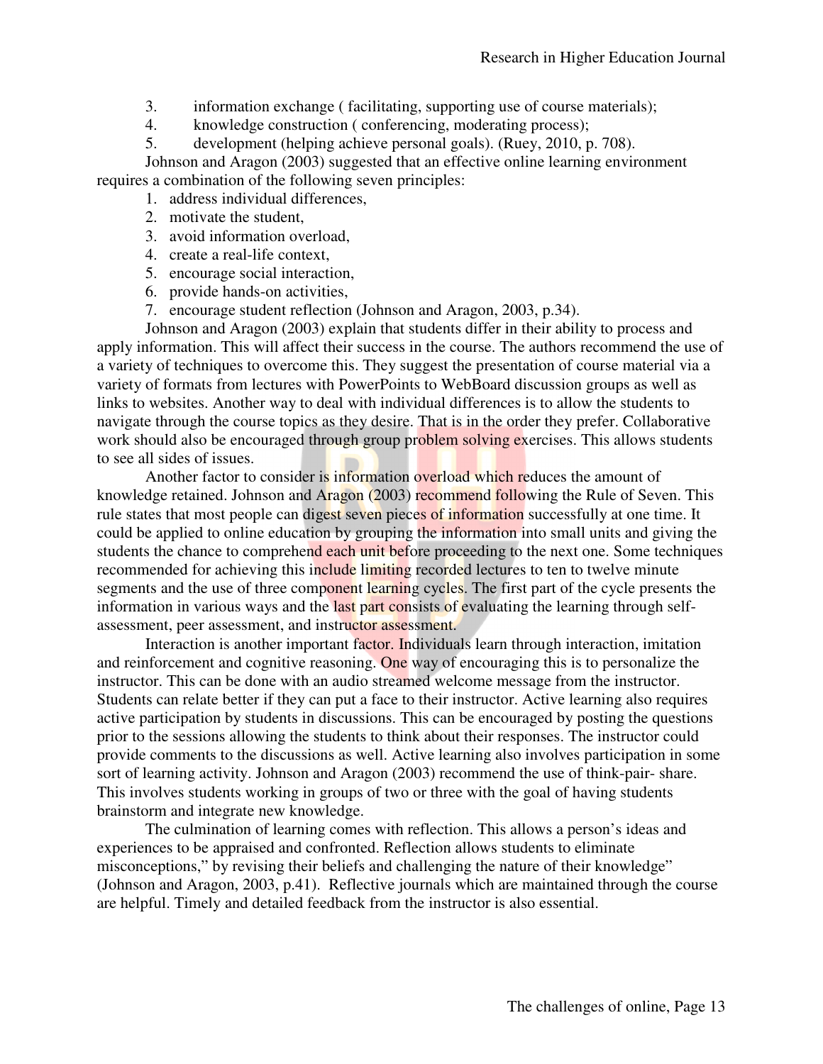3. information exchange ( facilitating, supporting use of course materials);
4. knowledge construction ( conferencing, moderating process);
5. development (helping achieve personal goals). (Ruey, 2010, p. 708).

Johnson and Aragon (2003) suggested that an effective online learning environment requires a combination of the following seven principles:

1. address individual differences,
2. motivate the student,
3. avoid information overload,
4. create a real-life context,
5. encourage social interaction,
6. provide hands-on activities,
7. encourage student reflection (Johnson and Aragon, 2003, p.34).

Johnson and Aragon (2003) explain that students differ in their ability to process and apply information. This will affect their success in the course. The authors recommend the use of a variety of techniques to overcome this. They suggest the presentation of course material via a variety of formats from lectures with PowerPoints to WebBoard discussion groups as well as links to websites. Another way to deal with individual differences is to allow the students to navigate through the course topics as they desire. That is in the order they prefer. Collaborative work should also be encouraged through group problem solving exercises. This allows students to see all sides of issues.

Another factor to consider is information overload which reduces the amount of knowledge retained. Johnson and Aragon (2003) recommend following the Rule of Seven. This rule states that most people can digest seven pieces of information successfully at one time. It could be applied to online education by grouping the information into small units and giving the students the chance to comprehend each unit before proceeding to the next one. Some techniques recommended for achieving this include limiting recorded lectures to ten to twelve minute segments and the use of three component learning cycles. The first part of the cycle presents the information in various ways and the last part consists of evaluating the learning through self-assessment, peer assessment, and instructor assessment.

Interaction is another important factor. Individuals learn through interaction, imitation and reinforcement and cognitive reasoning. One way of encouraging this is to personalize the instructor. This can be done with an audio streamed welcome message from the instructor. Students can relate better if they can put a face to their instructor. Active learning also requires active participation by students in discussions. This can be encouraged by posting the questions prior to the sessions allowing the students to think about their responses. The instructor could provide comments to the discussions as well. Active learning also involves participation in some sort of learning activity. Johnson and Aragon (2003) recommend the use of think-pair- share. This involves students working in groups of two or three with the goal of having students brainstorm and integrate new knowledge.

The culmination of learning comes with reflection. This allows a person's ideas and experiences to be appraised and confronted. Reflection allows students to eliminate misconceptions," by revising their beliefs and challenging the nature of their knowledge" (Johnson and Aragon, 2003, p.41). Reflective journals which are maintained through the course are helpful. Timely and detailed feedback from the instructor is also essential.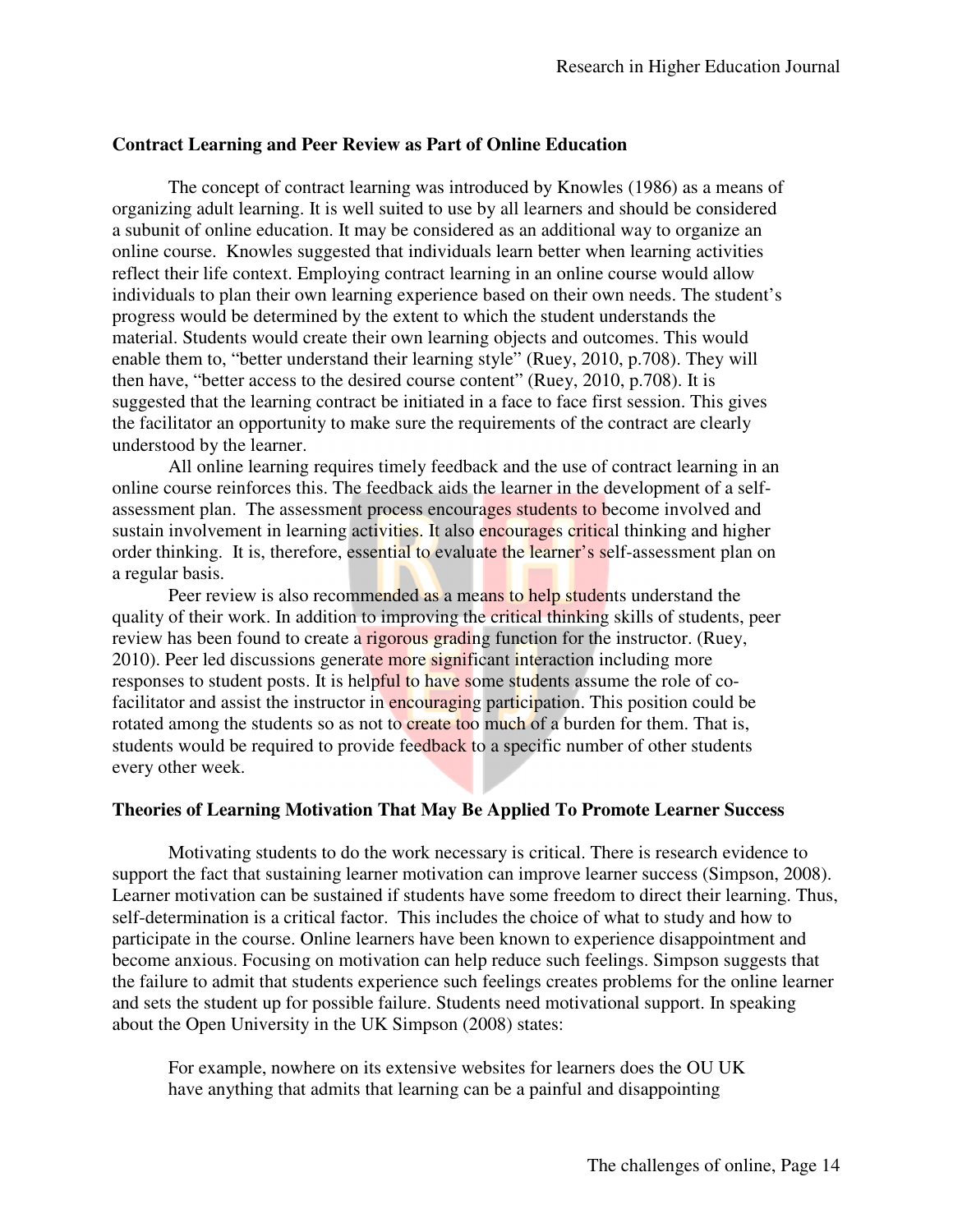**Contract Learning and Peer Review as Part of Online Education**

The concept of contract learning was introduced by Knowles (1986) as a means of organizing adult learning. It is well suited to use by all learners and should be considered a subunit of online education. It may be considered as an additional way to organize an online course. Knowles suggested that individuals learn better when learning activities reflect their life context. Employing contract learning in an online course would allow individuals to plan their own learning experience based on their own needs. The student's progress would be determined by the extent to which the student understands the material. Students would create their own learning objects and outcomes. This would enable them to, "better understand their learning style" (Ruey, 2010, p.708). They will then have, "better access to the desired course content" (Ruey, 2010, p.708). It is suggested that the learning contract be initiated in a face to face first session. This gives the facilitator an opportunity to make sure the requirements of the contract are clearly understood by the learner.

All online learning requires timely feedback and the use of contract learning in an online course reinforces this. The feedback aids the learner in the development of a self-assessment plan. The assessment process encourages students to become involved and sustain involvement in learning activities. It also encourages critical thinking and higher order thinking. It is, therefore, essential to evaluate the learner's self-assessment plan on a regular basis.

Peer review is also recommended as a means to help students understand the quality of their work. In addition to improving the critical thinking skills of students, peer review has been found to create a rigorous grading function for the instructor. (Ruey, 2010). Peer led discussions generate more significant interaction including more responses to student posts. It is helpful to have some students assume the role of co-facilitator and assist the instructor in encouraging participation. This position could be rotated among the students so as not to create too much of a burden for them. That is, students would be required to provide feedback to a specific number of other students every other week.

**Theories of Learning Motivation That May Be Applied To Promote Learner Success**

Motivating students to do the work necessary is critical. There is research evidence to support the fact that sustaining learner motivation can improve learner success (Simpson, 2008). Learner motivation can be sustained if students have some freedom to direct their learning. Thus, self-determination is a critical factor. This includes the choice of what to study and how to participate in the course. Online learners have been known to experience disappointment and become anxious. Focusing on motivation can help reduce such feelings. Simpson suggests that the failure to admit that students experience such feelings creates problems for the online learner and sets the student up for possible failure. Students need motivational support. In speaking about the Open University in the UK Simpson (2008) states:

> For example, nowhere on its extensive websites for learners does the OU UK have anything that admits that learning can be a painful and disappointing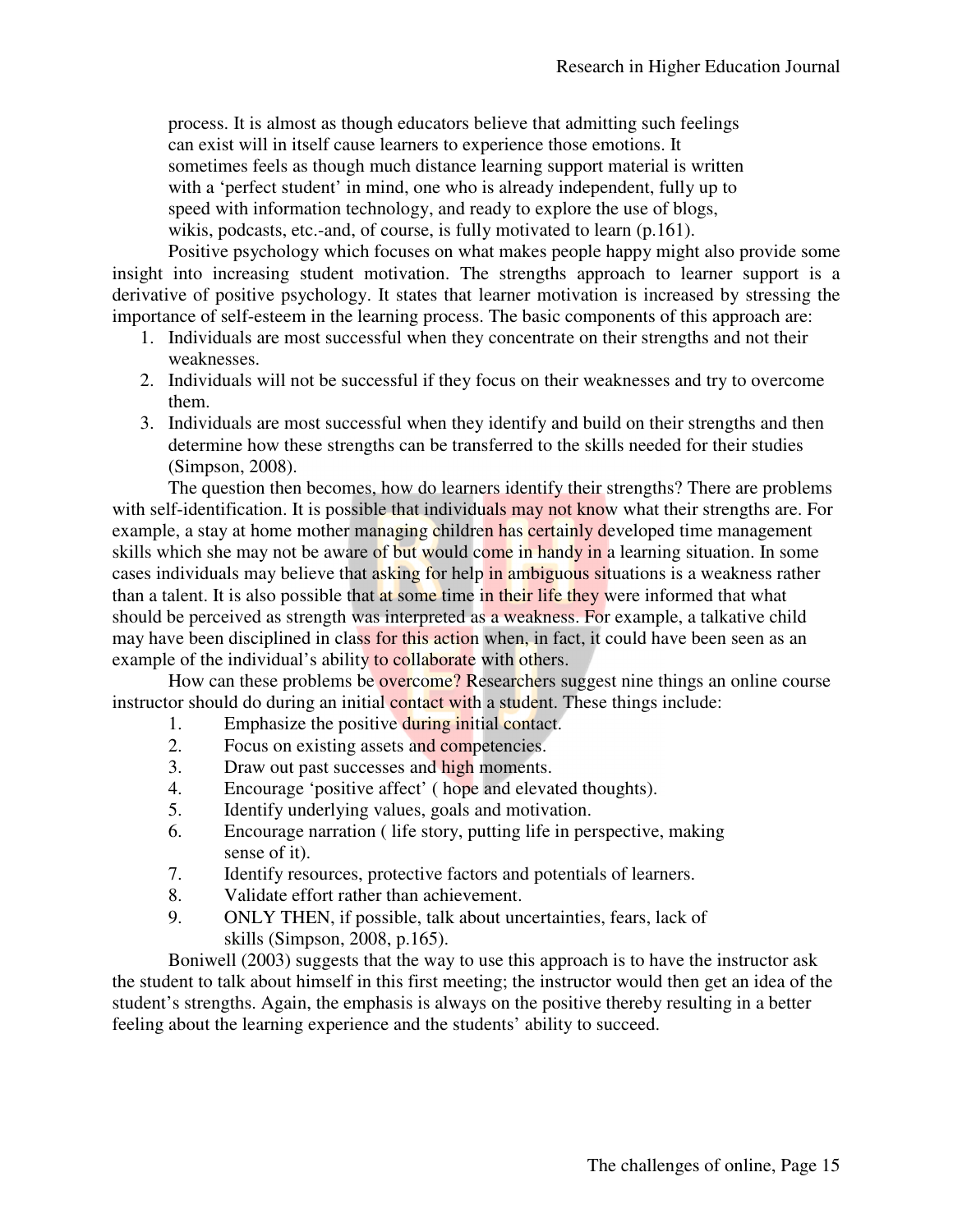> process. It is almost as though educators believe that admitting such feelings can exist will in itself cause learners to experience those emotions. It sometimes feels as though much distance learning support material is written with a 'perfect student' in mind, one who is already independent, fully up to speed with information technology, and ready to explore the use of blogs, wikis, podcasts, etc.-and, of course, is fully motivated to learn (p.161).

Positive psychology which focuses on what makes people happy might also provide some insight into increasing student motivation. The strengths approach to learner support is a derivative of positive psychology. It states that learner motivation is increased by stressing the importance of self-esteem in the learning process. The basic components of this approach are:

1. Individuals are most successful when they concentrate on their strengths and not their weaknesses.
2. Individuals will not be successful if they focus on their weaknesses and try to overcome them.
3. Individuals are most successful when they identify and build on their strengths and then determine how these strengths can be transferred to the skills needed for their studies (Simpson, 2008).

The question then becomes, how do learners identify their strengths? There are problems with self-identification. It is possible that individuals may not know what their strengths are. For example, a stay at home mother managing children has certainly developed time management skills which she may not be aware of but would come in handy in a learning situation. In some cases individuals may believe that asking for help in ambiguous situations is a weakness rather than a talent. It is also possible that at some time in their life they were informed that what should be perceived as strength was interpreted as a weakness. For example, a talkative child may have been disciplined in class for this action when, in fact, it could have been seen as an example of the individual's ability to collaborate with others.

How can these problems be overcome? Researchers suggest nine things an online course instructor should do during an initial contact with a student. These things include:

1. Emphasize the positive during initial contact.
2. Focus on existing assets and competencies.
3. Draw out past successes and high moments.
4. Encourage 'positive affect' ( hope and elevated thoughts).
5. Identify underlying values, goals and motivation.
6. Encourage narration ( life story, putting life in perspective, making sense of it).
7. Identify resources, protective factors and potentials of learners.
8. Validate effort rather than achievement.
9. ONLY THEN, if possible, talk about uncertainties, fears, lack of skills (Simpson, 2008, p.165).

Boniwell (2003) suggests that the way to use this approach is to have the instructor ask the student to talk about himself in this first meeting; the instructor would then get an idea of the student's strengths. Again, the emphasis is always on the positive thereby resulting in a better feeling about the learning experience and the students' ability to succeed.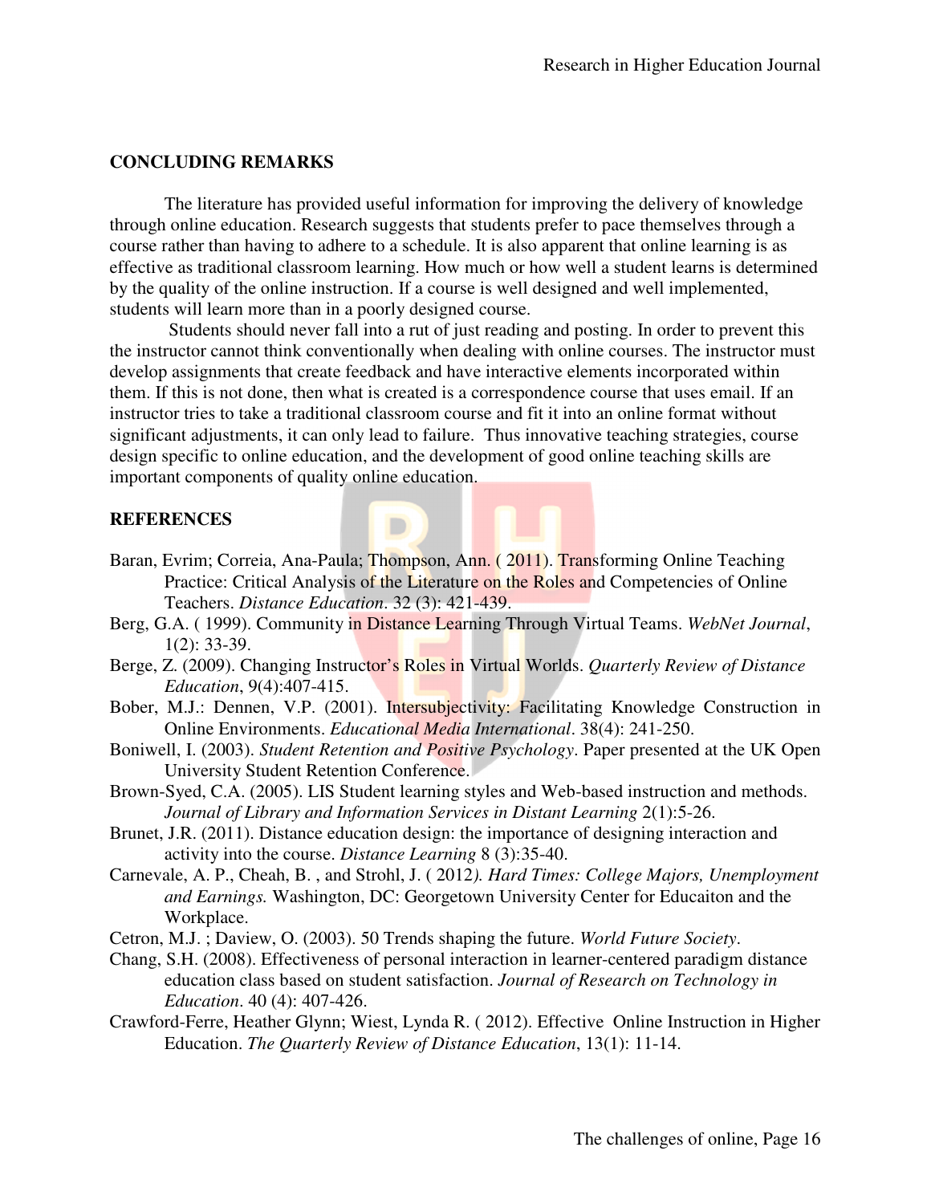## CONCLUDING REMARKS

The literature has provided useful information for improving the delivery of knowledge through online education. Research suggests that students prefer to pace themselves through a course rather than having to adhere to a schedule. It is also apparent that online learning is as effective as traditional classroom learning. How much or how well a student learns is determined by the quality of the online instruction. If a course is well designed and well implemented, students will learn more than in a poorly designed course.

Students should never fall into a rut of just reading and posting. In order to prevent this the instructor cannot think conventionally when dealing with online courses. The instructor must develop assignments that create feedback and have interactive elements incorporated within them. If this is not done, then what is created is a correspondence course that uses email. If an instructor tries to take a traditional classroom course and fit it into an online format without significant adjustments, it can only lead to failure. Thus innovative teaching strategies, course design specific to online education, and the development of good online teaching skills are important components of quality online education.

## REFERENCES

Baran, Evrim; Correia, Ana-Paula; Thompson, Ann. ( 2011). Transforming Online Teaching Practice: Critical Analysis of the Literature on the Roles and Competencies of Online Teachers. *Distance Education*. 32 (3): 421-439.

Berg, G.A. ( 1999). Community in Distance Learning Through Virtual Teams. *WebNet Journal*, 1(2): 33-39.

Berge, Z. (2009). Changing Instructor's Roles in Virtual Worlds. *Quarterly Review of Distance Education*, 9(4):407-415.

Bober, M.J.: Dennen, V.P. (2001). Intersubjectivity: Facilitating Knowledge Construction in Online Environments. *Educational Media International*. 38(4): 241-250.

Boniwell, I. (2003). *Student Retention and Positive Psychology*. Paper presented at the UK Open University Student Retention Conference.

Brown-Syed, C.A. (2005). LIS Student learning styles and Web-based instruction and methods. *Journal of Library and Information Services in Distant Learning* 2(1):5-26.

Brunet, J.R. (2011). Distance education design: the importance of designing interaction and activity into the course. *Distance Learning* 8 (3):35-40.

Carnevale, A. P., Cheah, B. , and Strohl, J. ( 2012*). Hard Times: College Majors, Unemployment and Earnings.* Washington, DC: Georgetown University Center for Educaiton and the Workplace.

Cetron, M.J. ; Daview, O. (2003). 50 Trends shaping the future. *World Future Society*.

Chang, S.H. (2008). Effectiveness of personal interaction in learner-centered paradigm distance education class based on student satisfaction. *Journal of Research on Technology in Education*. 40 (4): 407-426.

Crawford-Ferre, Heather Glynn; Wiest, Lynda R. ( 2012). Effective Online Instruction in Higher Education. *The Quarterly Review of Distance Education*, 13(1): 11-14.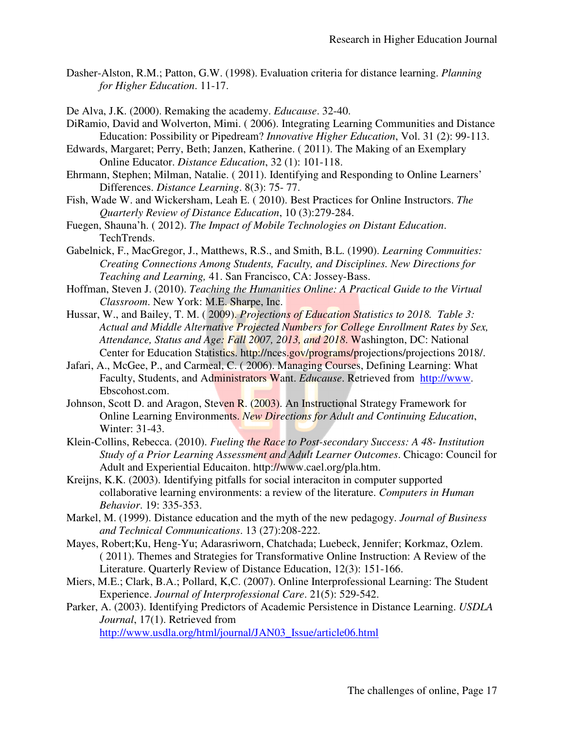Dasher-Alston, R.M.; Patton, G.W. (1998). Evaluation criteria for distance learning. *Planning for Higher Education*. 11-17.

De Alva, J.K. (2000). Remaking the academy. *Educause*. 32-40.

DiRamio, David and Wolverton, Mimi. ( 2006). Integrating Learning Communities and Distance Education: Possibility or Pipedream? *Innovative Higher Education*, Vol. 31 (2): 99-113.

Edwards, Margaret; Perry, Beth; Janzen, Katherine. ( 2011). The Making of an Exemplary Online Educator. *Distance Education*, 32 (1): 101-118.

Ehrmann, Stephen; Milman, Natalie. ( 2011). Identifying and Responding to Online Learners' Differences. *Distance Learning*. 8(3): 75- 77.

Fish, Wade W. and Wickersham, Leah E. ( 2010). Best Practices for Online Instructors. *The Quarterly Review of Distance Education*, 10 (3):279-284.

Fuegen, Shauna'h. ( 2012). *The Impact of Mobile Technologies on Distant Education*. TechTrends.

Gabelnick, F., MacGregor, J., Matthews, R.S., and Smith, B.L. (1990). *Learning Commuities: Creating Connections Among Students, Faculty, and Disciplines. New Directions for Teaching and Learning,* 41. San Francisco, CA: Jossey-Bass.

Hoffman, Steven J. (2010). *Teaching the Humanities Online: A Practical Guide to the Virtual Classroom*. New York: M.E. Sharpe, Inc.

Hussar, W., and Bailey, T. M. ( 2009). *Projections of Education Statistics to 2018. Table 3: Actual and Middle Alternative Projected Numbers for College Enrollment Rates by Sex, Attendance, Status and Age: Fall 2007, 2013, and 2018*. Washington, DC: National Center for Education Statistics. http://nces.gov/programs/projections/projections 2018/.

Jafari, A., McGee, P., and Carmeal, C. ( 2006). Managing Courses, Defining Learning: What Faculty, Students, and Administrators Want. *Educause*. Retrieved from http://www. Ebscohost.com.

Johnson, Scott D. and Aragon, Steven R. (2003). An Instructional Strategy Framework for Online Learning Environments. *New Directions for Adult and Continuing Education*, Winter: 31-43.

Klein-Collins, Rebecca. (2010). *Fueling the Race to Post-secondary Success: A 48- Institution Study of a Prior Learning Assessment and Adult Learner Outcomes*. Chicago: Council for Adult and Experiential Educaiton. http://www.cael.org/pla.htm.

Kreijns, K.K. (2003). Identifying pitfalls for social interaciton in computer supported collaborative learning environments: a review of the literature. *Computers in Human Behavior*. 19: 335-353.

Markel, M. (1999). Distance education and the myth of the new pedagogy. *Journal of Business and Technical Communications*. 13 (27):208-222.

Mayes, Robert;Ku, Heng-Yu; Adarasriworn, Chatchada; Luebeck, Jennifer; Korkmaz, Ozlem. ( 2011). Themes and Strategies for Transformative Online Instruction: A Review of the Literature. Quarterly Review of Distance Education, 12(3): 151-166.

Miers, M.E.; Clark, B.A.; Pollard, K,C. (2007). Online Interprofessional Learning: The Student Experience. *Journal of Interprofessional Care*. 21(5): 529-542.

Parker, A. (2003). Identifying Predictors of Academic Persistence in Distance Learning. *USDLA Journal*, 17(1). Retrieved from http://www.usdla.org/html/journal/JAN03_Issue/article06.html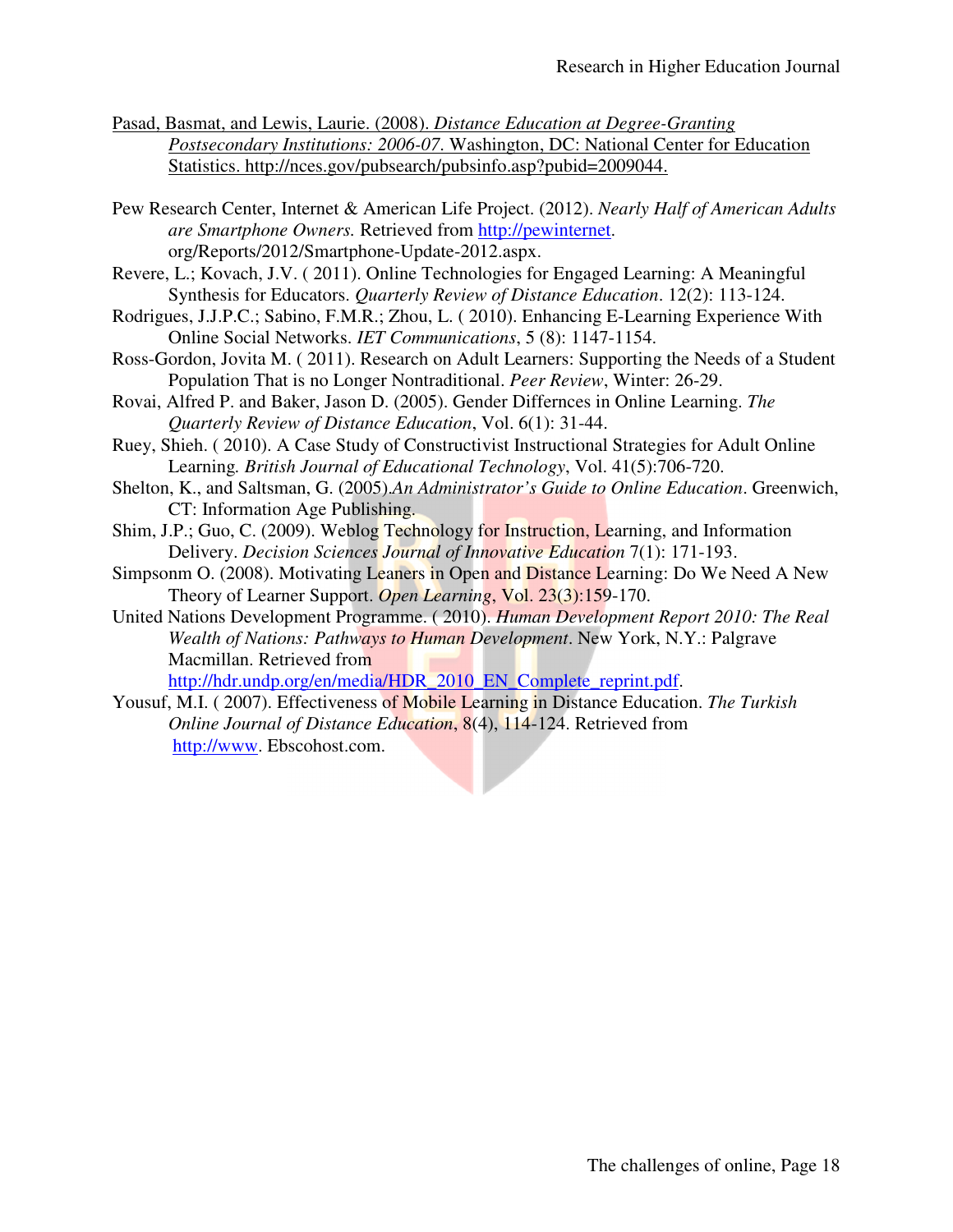Pasad, Basmat, and Lewis, Laurie. (2008). *Distance Education at Degree-Granting Postsecondary Institutions: 2006-07*. Washington, DC: National Center for Education Statistics. http://nces.gov/pubsearch/pubsinfo.asp?pubid=2009044.

Pew Research Center, Internet & American Life Project. (2012). *Nearly Half of American Adults are Smartphone Owners.* Retrieved from http://pewinternet. org/Reports/2012/Smartphone-Update-2012.aspx.

Revere, L.; Kovach, J.V. ( 2011). Online Technologies for Engaged Learning: A Meaningful Synthesis for Educators. *Quarterly Review of Distance Education*. 12(2): 113-124.

Rodrigues, J.J.P.C.; Sabino, F.M.R.; Zhou, L. ( 2010). Enhancing E-Learning Experience With Online Social Networks. *IET Communications*, 5 (8): 1147-1154.

Ross-Gordon, Jovita M. ( 2011). Research on Adult Learners: Supporting the Needs of a Student Population That is no Longer Nontraditional. *Peer Review*, Winter: 26-29.

Rovai, Alfred P. and Baker, Jason D. (2005). Gender Differnces in Online Learning. *The Quarterly Review of Distance Education*, Vol. 6(1): 31-44.

Ruey, Shieh. ( 2010). A Case Study of Constructivist Instructional Strategies for Adult Online Learning. *British Journal of Educational Technology*, Vol. 41(5):706-720.

Shelton, K., and Saltsman, G. (2005).*An Administrator's Guide to Online Education*. Greenwich, CT: Information Age Publishing.

Shim, J.P.; Guo, C. (2009). Weblog Technology for Instruction, Learning, and Information Delivery. *Decision Sciences Journal of Innovative Education* 7(1): 171-193.

Simpsonm O. (2008). Motivating Leaners in Open and Distance Learning: Do We Need A New Theory of Learner Support. *Open Learning*, Vol. 23(3):159-170.

United Nations Development Programme. ( 2010). *Human Development Report 2010: The Real Wealth of Nations: Pathways to Human Development*. New York, N.Y.: Palgrave Macmillan. Retrieved from http://hdr.undp.org/en/media/HDR_2010_EN_Complete_reprint.pdf.

Yousuf, M.I. ( 2007). Effectiveness of Mobile Learning in Distance Education. *The Turkish Online Journal of Distance Education*, 8(4), 114-124. Retrieved from http://www. Ebscohost.com.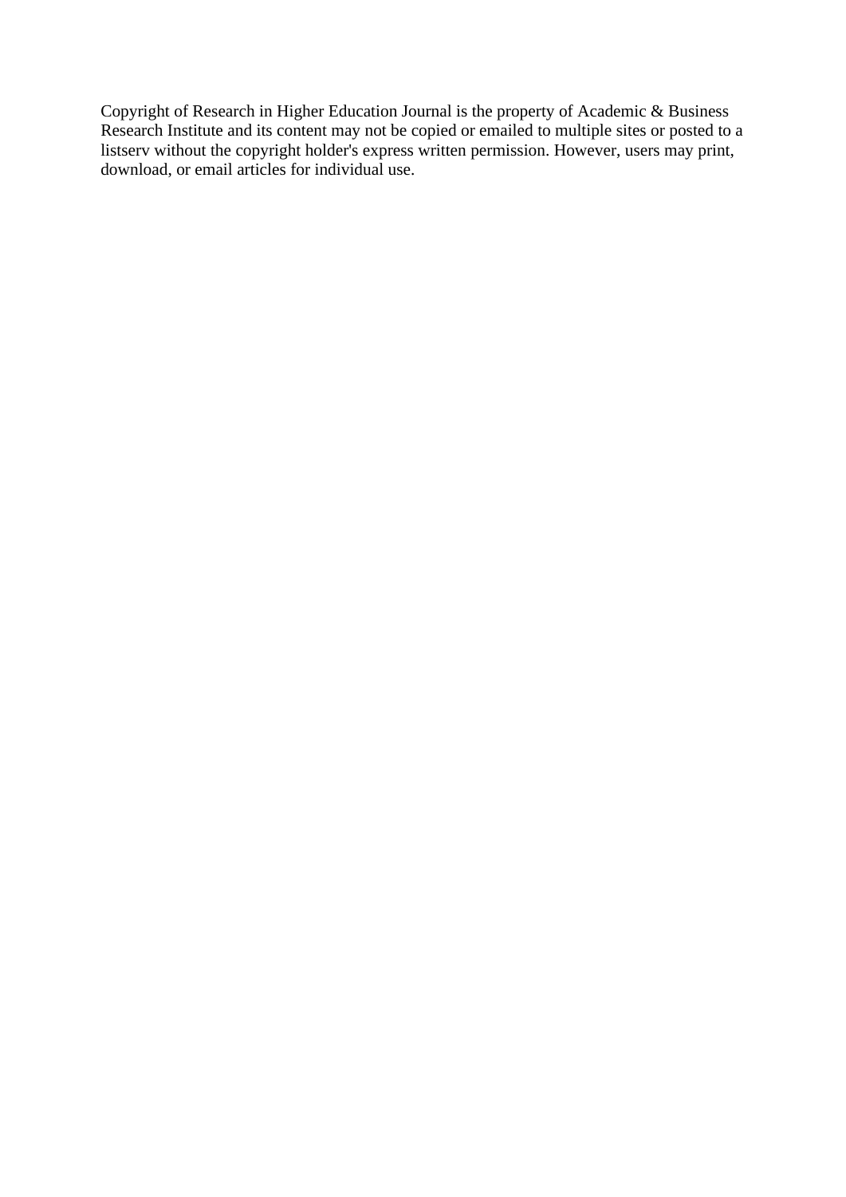Copyright of Research in Higher Education Journal is the property of Academic & Business Research Institute and its content may not be copied or emailed to multiple sites or posted to a listserv without the copyright holder's express written permission. However, users may print, download, or email articles for individual use.